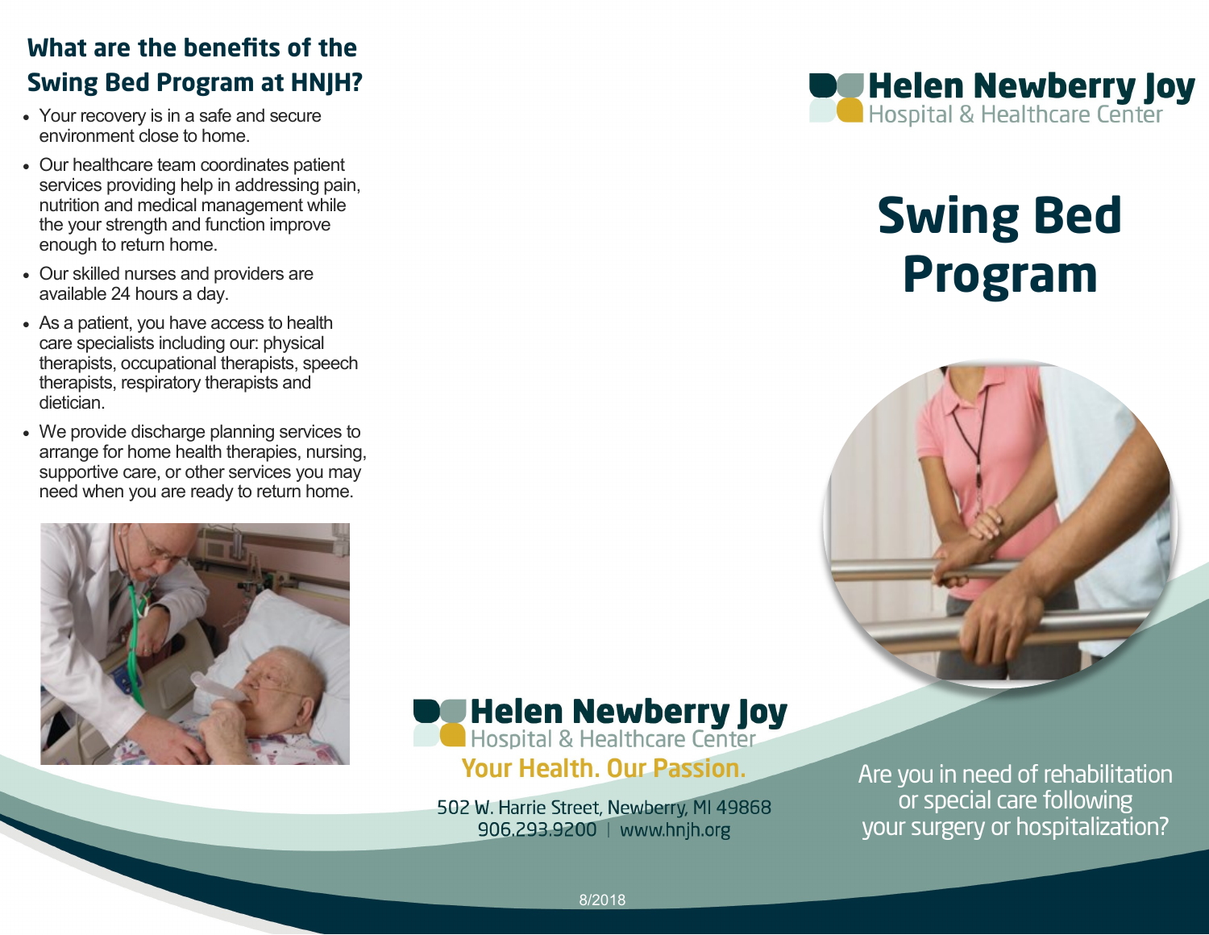## What are the benefits of the Swing Bed Program at HNJH?

- Your recovery is in a safe and secure environment close to home.
- Our healthcare team coordinates patient services providing help in addressing pain, nutrition and medical management while the your strength and function improve enough to return home.
- Our skilled nurses and providers are available 24 hours a day.
- As a patient, you have access to health care specialists including our: physical therapists, occupational therapists, speech therapists, respiratory therapists and dietician.
- We provide discharge planning services to arrange for home health therapies, nursing, supportive care, or other services you may need when you are ready to return home.

**Helen Newberry Joy**
Hospital & Healthcare Center

**Your Health. Our Passion.**

502 W. Harrie Street, Newberry, MI 49868
906.293.9200 | www.hnjh.org

8/2018

**Helen Newberry Joy**
Hospital & Healthcare Center

# Swing Bed Program

Are you in need of rehabilitation or special care following your surgery or hospitalization?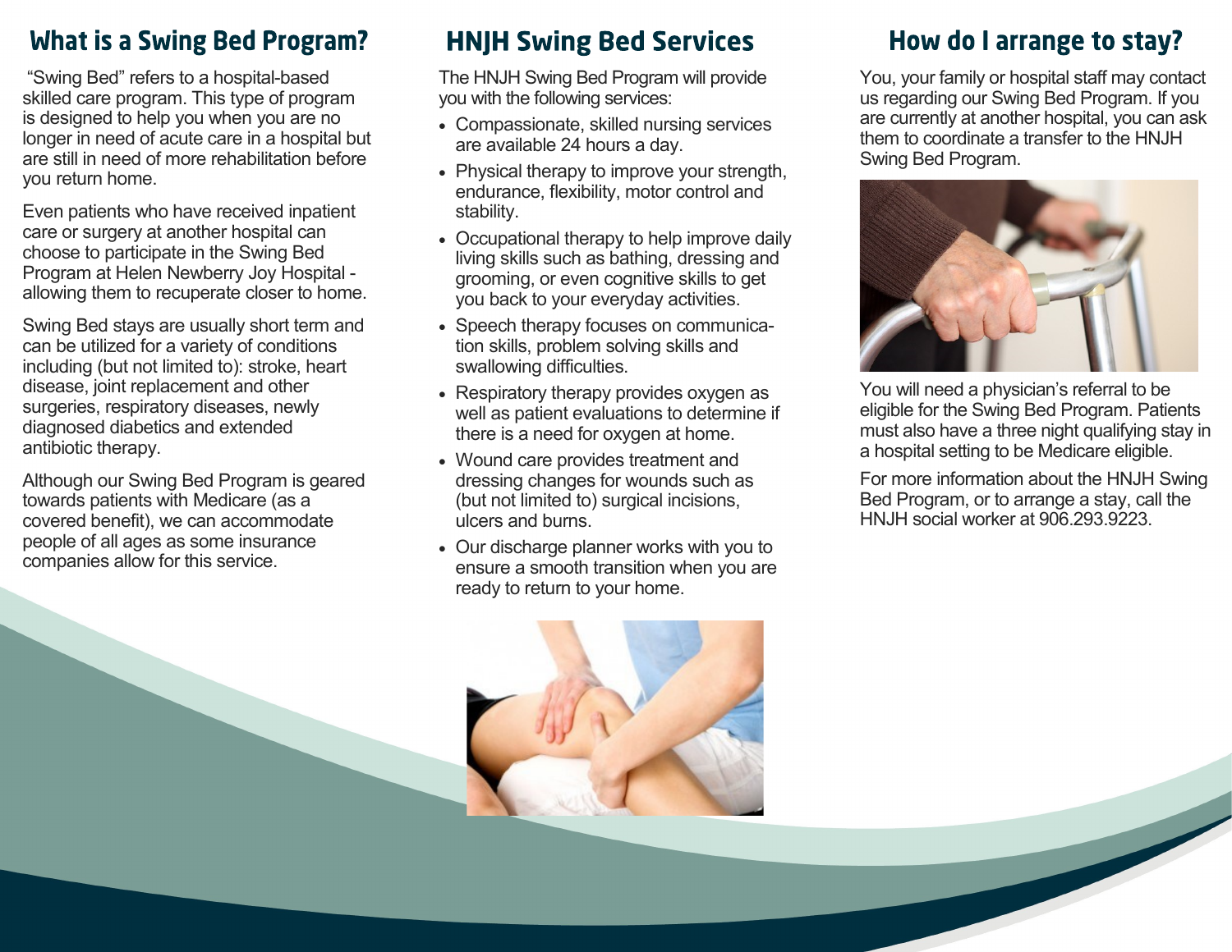## What is a Swing Bed Program?

"Swing Bed" refers to a hospital-based skilled care program. This type of program is designed to help you when you are no longer in need of acute care in a hospital but are still in need of more rehabilitation before you return home.

Even patients who have received inpatient care or surgery at another hospital can choose to participate in the Swing Bed Program at Helen Newberry Joy Hospital - allowing them to recuperate closer to home.

Swing Bed stays are usually short term and can be utilized for a variety of conditions including (but not limited to): stroke, heart disease, joint replacement and other surgeries, respiratory diseases, newly diagnosed diabetics and extended antibiotic therapy.

Although our Swing Bed Program is geared towards patients with Medicare (as a covered benefit), we can accommodate people of all ages as some insurance companies allow for this service.

## HNJH Swing Bed Services

The HNJH Swing Bed Program will provide you with the following services:

- Compassionate, skilled nursing services are available 24 hours a day.
- Physical therapy to improve your strength, endurance, flexibility, motor control and stability.
- Occupational therapy to help improve daily living skills such as bathing, dressing and grooming, or even cognitive skills to get you back to your everyday activities.
- Speech therapy focuses on communication skills, problem solving skills and swallowing difficulties.
- Respiratory therapy provides oxygen as well as patient evaluations to determine if there is a need for oxygen at home.
- Wound care provides treatment and dressing changes for wounds such as (but not limited to) surgical incisions, ulcers and burns.
- Our discharge planner works with you to ensure a smooth transition when you are ready to return to your home.

## How do I arrange to stay?

You, your family or hospital staff may contact us regarding our Swing Bed Program. If you are currently at another hospital, you can ask them to coordinate a transfer to the HNJH Swing Bed Program.

You will need a physician's referral to be eligible for the Swing Bed Program. Patients must also have a three night qualifying stay in a hospital setting to be Medicare eligible.

For more information about the HNJH Swing Bed Program, or to arrange a stay, call the HNJH social worker at 906.293.9223.